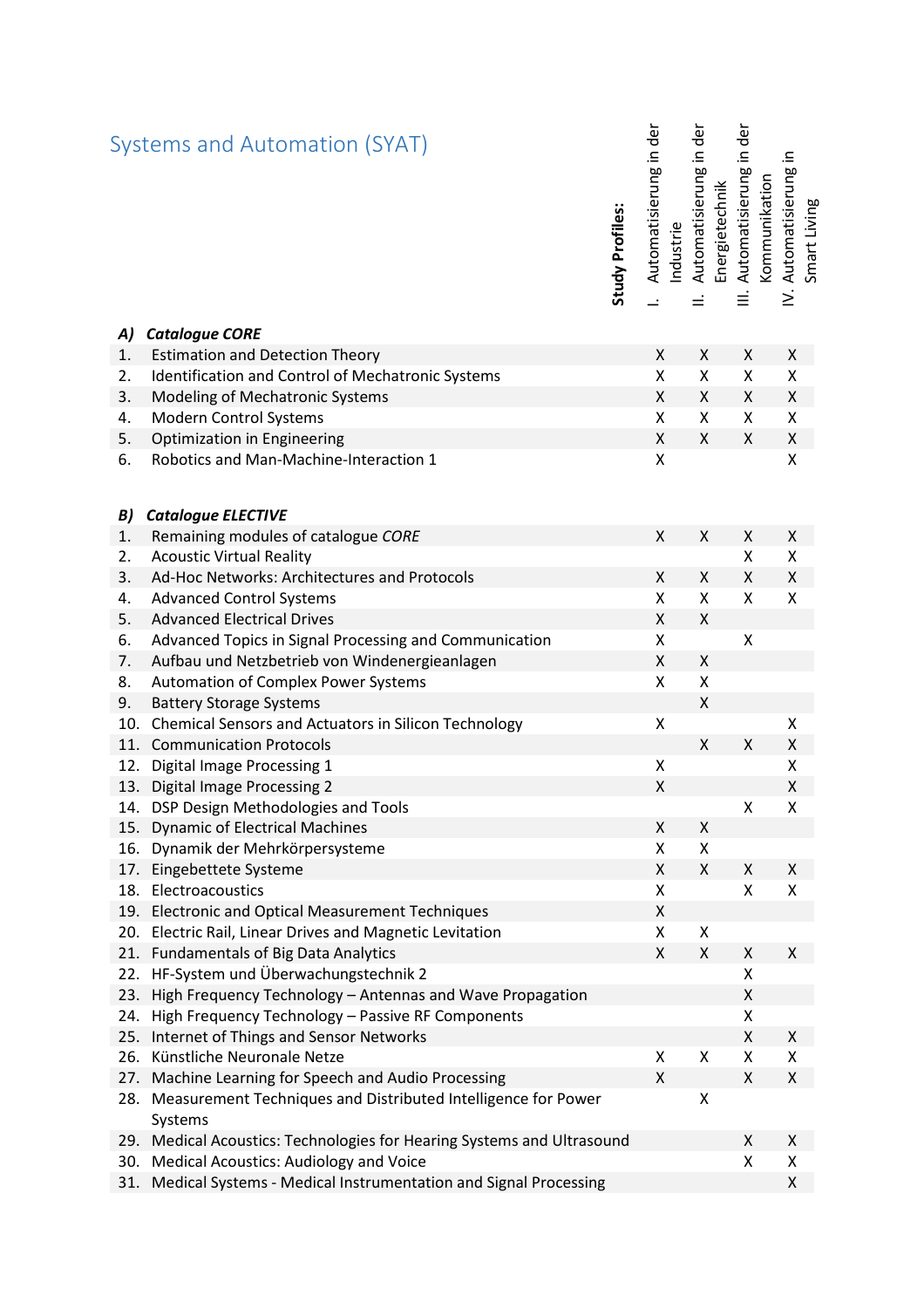# Systems and Automation (SYAT)

| | **Study Profiles:** | I. Automatisierung in der Industrie | II. Automatisierung in der Energietechnik | III. Automatisierung in der Kommunikation | IV. Automatisierung in Smart Living |
|---|---|---|---|---|---|
| ***A)*** | ***Catalogue CORE*** | | | | |
| 1. | Estimation and Detection Theory | X | X | X | X |
| 2. | Identification and Control of Mechatronic Systems | X | X | X | X |
| 3. | Modeling of Mechatronic Systems | X | X | X | X |
| 4. | Modern Control Systems | X | X | X | X |
| 5. | Optimization in Engineering | X | X | X | X |
| 6. | Robotics and Man-Machine-Interaction 1 | X | | | X |
| ***B)*** | ***Catalogue ELECTIVE*** | | | | |
| 1. | Remaining modules of catalogue *CORE* | X | X | X | X |
| 2. | Acoustic Virtual Reality | | | X | X |
| 3. | Ad-Hoc Networks: Architectures and Protocols | X | X | X | X |
| 4. | Advanced Control Systems | X | X | X | X |
| 5. | Advanced Electrical Drives | X | X | | |
| 6. | Advanced Topics in Signal Processing and Communication | X | | X | |
| 7. | Aufbau und Netzbetrieb von Windenergieanlagen | X | X | | |
| 8. | Automation of Complex Power Systems | X | X | | |
| 9. | Battery Storage Systems | | X | | |
| 10. | Chemical Sensors and Actuators in Silicon Technology | X | | | X |
| 11. | Communication Protocols | | X | X | X |
| 12. | Digital Image Processing 1 | X | | | X |
| 13. | Digital Image Processing 2 | X | | | X |
| 14. | DSP Design Methodologies and Tools | | | X | X |
| 15. | Dynamic of Electrical Machines | X | X | | |
| 16. | Dynamik der Mehrkörpersysteme | X | X | | |
| 17. | Eingebettete Systeme | X | X | X | X |
| 18. | Electroacoustics | X | | X | X |
| 19. | Electronic and Optical Measurement Techniques | X | | | |
| 20. | Electric Rail, Linear Drives and Magnetic Levitation | X | X | | |
| 21. | Fundamentals of Big Data Analytics | X | X | X | X |
| 22. | HF-System und Überwachungstechnik 2 | | | X | |
| 23. | High Frequency Technology – Antennas and Wave Propagation | | | X | |
| 24. | High Frequency Technology – Passive RF Components | | | X | |
| 25. | Internet of Things and Sensor Networks | | | X | X |
| 26. | Künstliche Neuronale Netze | X | X | X | X |
| 27. | Machine Learning for Speech and Audio Processing | X | | X | X |
| 28. | Measurement Techniques and Distributed Intelligence for Power Systems | | X | | |
| 29. | Medical Acoustics: Technologies for Hearing Systems and Ultrasound | | | X | X |
| 30. | Medical Acoustics: Audiology and Voice | | | X | X |
| 31. | Medical Systems - Medical Instrumentation and Signal Processing | | | | X |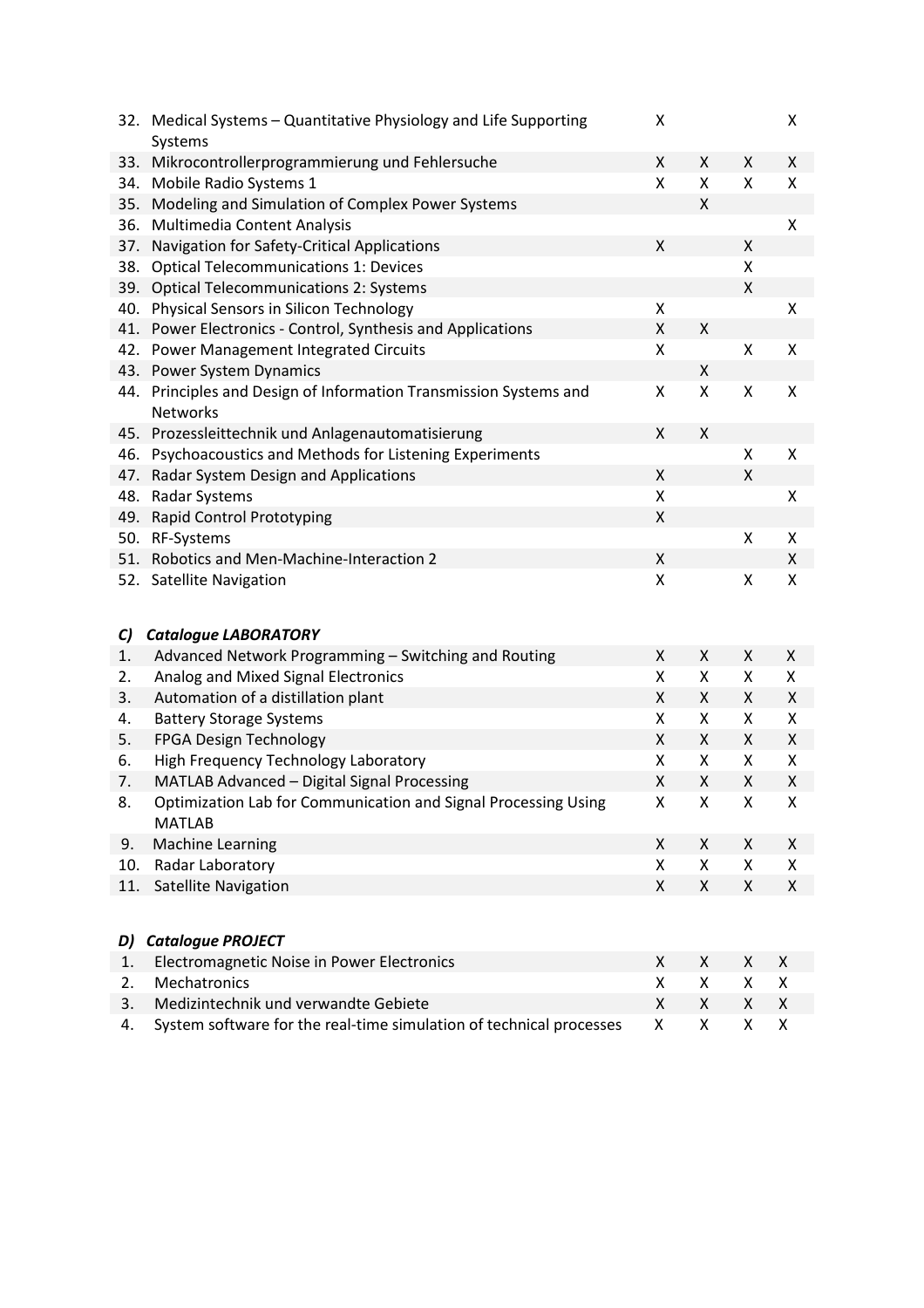| | | | | | |
|---|---|---|---|---|---|
| 32. | Medical Systems – Quantitative Physiology and Life Supporting Systems | X | | | X |
| 33. | Mikrocontrollerprogrammierung und Fehlersuche | X | X | X | X |
| 34. | Mobile Radio Systems 1 | X | X | X | X |
| 35. | Modeling and Simulation of Complex Power Systems | | X | | |
| 36. | Multimedia Content Analysis | | | | X |
| 37. | Navigation for Safety-Critical Applications | X | | X | |
| 38. | Optical Telecommunications 1: Devices | | | X | |
| 39. | Optical Telecommunications 2: Systems | | | X | |
| 40. | Physical Sensors in Silicon Technology | X | | | X |
| 41. | Power Electronics - Control, Synthesis and Applications | X | X | | |
| 42. | Power Management Integrated Circuits | X | | X | X |
| 43. | Power System Dynamics | | X | | |
| 44. | Principles and Design of Information Transmission Systems and Networks | X | X | X | X |
| 45. | Prozessleittechnik und Anlagenautomatisierung | X | X | | |
| 46. | Psychoacoustics and Methods for Listening Experiments | | | X | X |
| 47. | Radar System Design and Applications | X | | X | |
| 48. | Radar Systems | X | | | X |
| 49. | Rapid Control Prototyping | X | | | |
| 50. | RF-Systems | | | X | X |
| 51. | Robotics and Men-Machine-Interaction 2 | X | | | X |
| 52. | Satellite Navigation | X | | X | X |

### *C) Catalogue LABORATORY*

| | | | | | |
|---|---|---|---|---|---|
| 1. | Advanced Network Programming – Switching and Routing | X | X | X | X |
| 2. | Analog and Mixed Signal Electronics | X | X | X | X |
| 3. | Automation of a distillation plant | X | X | X | X |
| 4. | Battery Storage Systems | X | X | X | X |
| 5. | FPGA Design Technology | X | X | X | X |
| 6. | High Frequency Technology Laboratory | X | X | X | X |
| 7. | MATLAB Advanced – Digital Signal Processing | X | X | X | X |
| 8. | Optimization Lab for Communication and Signal Processing Using MATLAB | X | X | X | X |
| 9. | Machine Learning | X | X | X | X |
| 10. | Radar Laboratory | X | X | X | X |
| 11. | Satellite Navigation | X | X | X | X |

### *D) Catalogue PROJECT*

| | | | | | |
|---|---|---|---|---|---|
| 1. | Electromagnetic Noise in Power Electronics | X | X | X | X |
| 2. | Mechatronics | X | X | X | X |
| 3. | Medizintechnik und verwandte Gebiete | X | X | X | X |
| 4. | System software for the real-time simulation of technical processes | X | X | X | X |